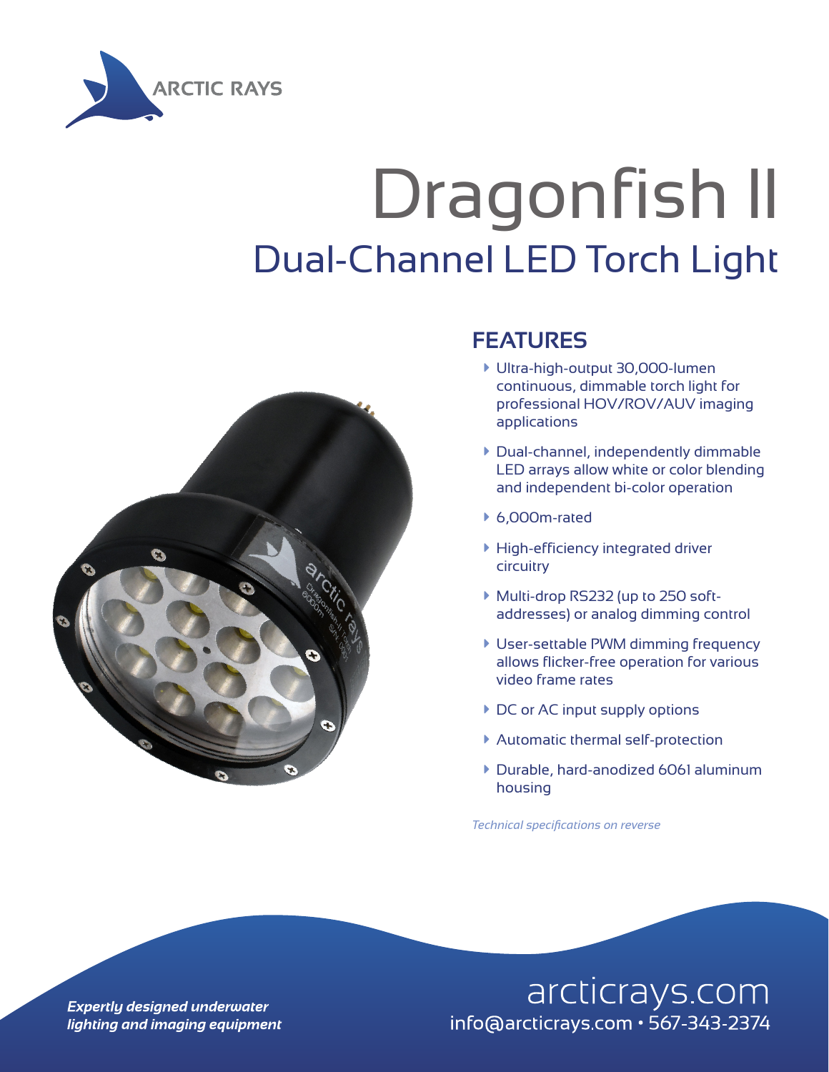ARCTIC RAYS

# Dragonfish II

## Dual-Channel LED Torch Light

## FEATURES

- Ultra-high-output 30,000-lumen continuous, dimmable torch light for professional HOV/ROV/AUV imaging applications
- Dual-channel, independently dimmable LED arrays allow white or color blending and independent bi-color operation
- 6,000m-rated
- High-efficiency integrated driver circuitry
- Multi-drop RS232 (up to 250 soft-addresses) or analog dimming control
- User-settable PWM dimming frequency allows flicker-free operation for various video frame rates
- DC or AC input supply options
- Automatic thermal self-protection
- Durable, hard-anodized 6061 aluminum housing

*Technical specifications on reverse*

***Expertly designed underwater lighting and imaging equipment***

arcticrays.com
info@arcticrays.com • 567-343-2374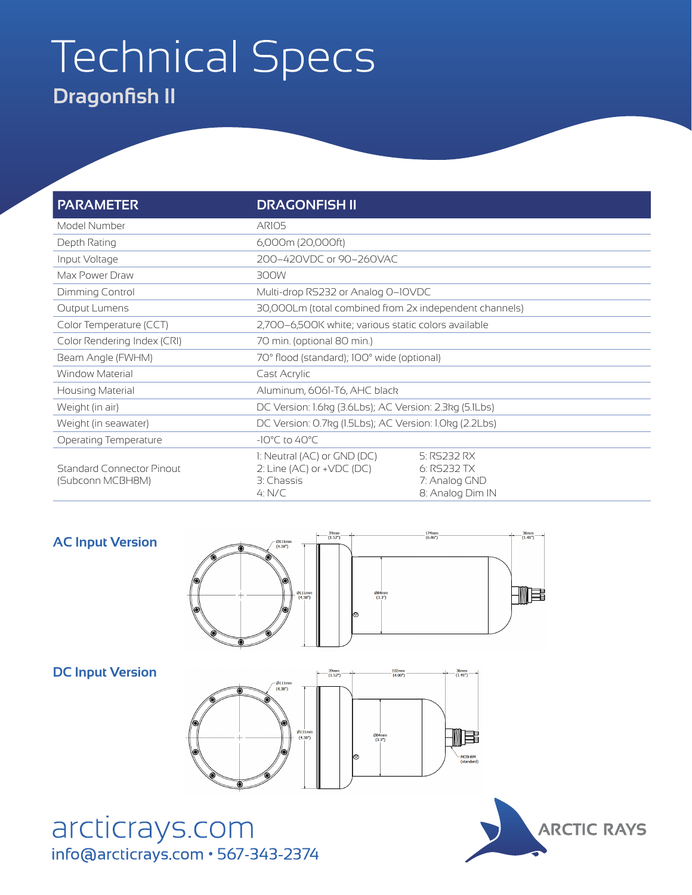# Technical Specs

## Dragonfish II

| PARAMETER | DRAGONFISH II |
|---|---|
| Model Number | AR105 |
| Depth Rating | 6,000m (20,000ft) |
| Input Voltage | 200–420VDC or 90–260VAC |
| Max Power Draw | 300W |
| Dimming Control | Multi-drop RS232 or Analog 0–10VDC |
| Output Lumens | 30,000Lm (total combined from 2x independent channels) |
| Color Temperature (CCT) | 2,700–6,500K white; various static colors available |
| Color Rendering Index (CRI) | 70 min. (optional 80 min.) |
| Beam Angle (FWHM) | 70° flood (standard); 100° wide (optional) |
| Window Material | Cast Acrylic |
| Housing Material | Aluminum, 6061-T6, AHC black |
| Weight (in air) | DC Version: 1.6kg (3.6Lbs); AC Version: 2.3kg (5.1Lbs) |
| Weight (in seawater) | DC Version: 0.7kg (1.5Lbs); AC Version: 1.0kg (2.2Lbs) |
| Operating Temperature | -10°C to 40°C |
| Standard Connector Pinout (Subconn MCBH8M) | 1: Neutral (AC) or GND (DC)<br>2: Line (AC) or +VDC (DC)<br>3: Chassis<br>4: N/C<br>5: RS232 RX<br>6: RS232 TX<br>7: Analog GND<br>8: Analog Dim IN |

### AC Input Version

Ø111mm (4.38")
39mm (1.52")
174mm (6.86")
36mm (1.41")
Ø111mm (4.38")
Ø84mm (3.3")

### DC Input Version

Ø111mm (4.38")
39mm (1.52")
102mm (4.00")
36mm (1.41")
Ø111mm (4.38")
Ø84mm (3.3")
MCBH8M (standard)

arcticrays.com

info@arcticrays.com • 567-343-2374

ARCTIC RAYS